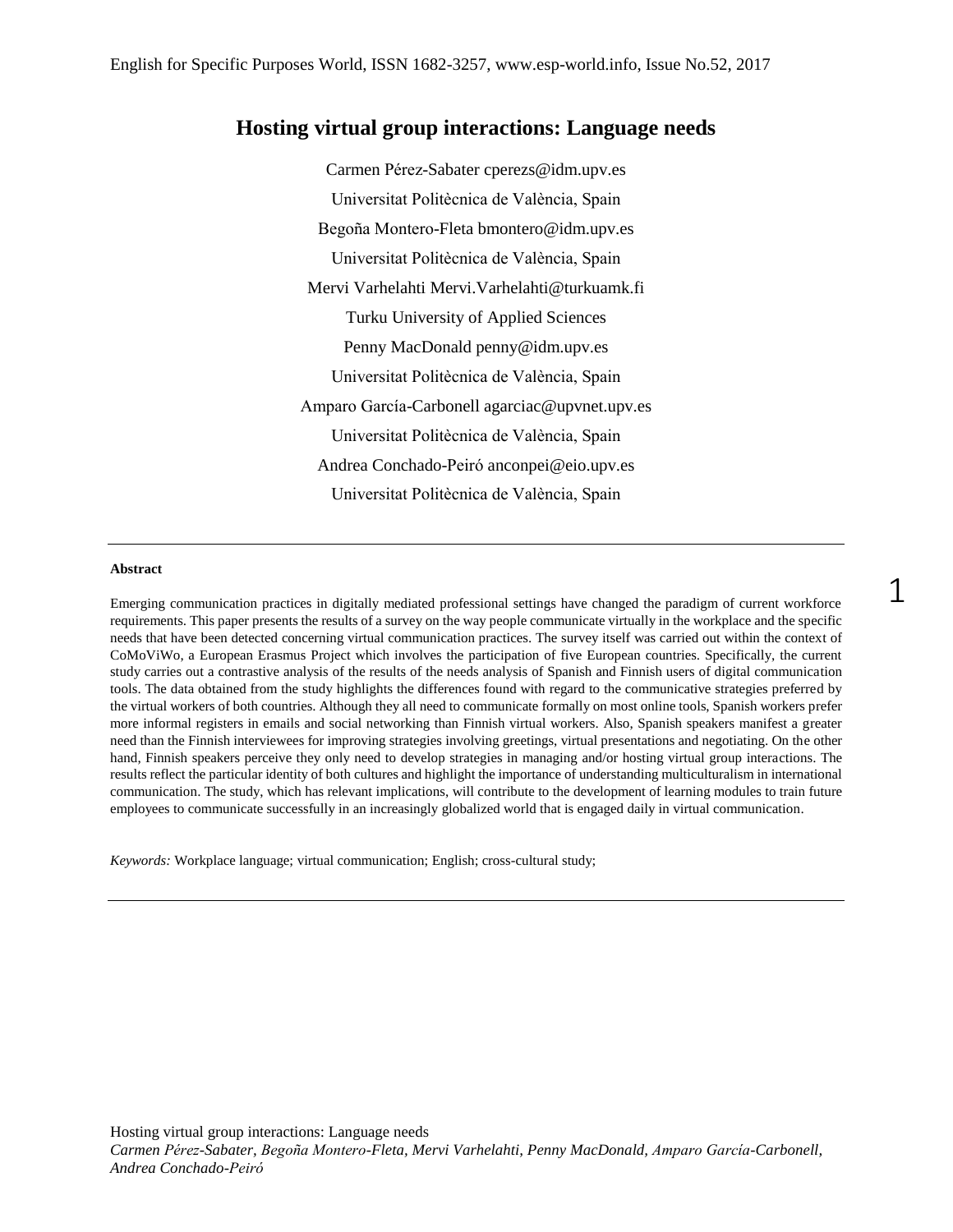# Hosting virtual group interactions: Language needs

Carmen Pérez-Sabater cperezs@idm.upv.es

Universitat Politècnica de València, Spain

Begoña Montero-Fleta bmontero@idm.upv.es

Universitat Politècnica de València, Spain

Mervi Varhelahti Mervi.Varhelahti@turkuamk.fi

Turku University of Applied Sciences

Penny MacDonald penny@idm.upv.es

Universitat Politècnica de València, Spain

Amparo García-Carbonell agarciac@upvnet.upv.es

Universitat Politècnica de València, Spain

Andrea Conchado-Peiró anconpei@eio.upv.es

Universitat Politècnica de València, Spain

---

**Abstract**

Emerging communication practices in digitally mediated professional settings have changed the paradigm of current workforce requirements. This paper presents the results of a survey on the way people communicate virtually in the workplace and the specific needs that have been detected concerning virtual communication practices. The survey itself was carried out within the context of CoMoViWo, a European Erasmus Project which involves the participation of five European countries. Specifically, the current study carries out a contrastive analysis of the results of the needs analysis of Spanish and Finnish users of digital communication tools. The data obtained from the study highlights the differences found with regard to the communicative strategies preferred by the virtual workers of both countries. Although they all need to communicate formally on most online tools, Spanish workers prefer more informal registers in emails and social networking than Finnish virtual workers. Also, Spanish speakers manifest a greater need than the Finnish interviewees for improving strategies involving greetings, virtual presentations and negotiating. On the other hand, Finnish speakers perceive they only need to develop strategies in managing and/or hosting virtual group interactions. The results reflect the particular identity of both cultures and highlight the importance of understanding multiculturalism in international communication. The study, which has relevant implications, will contribute to the development of learning modules to train future employees to communicate successfully in an increasingly globalized world that is engaged daily in virtual communication.

*Keywords:* Workplace language; virtual communication; English; cross-cultural study;

---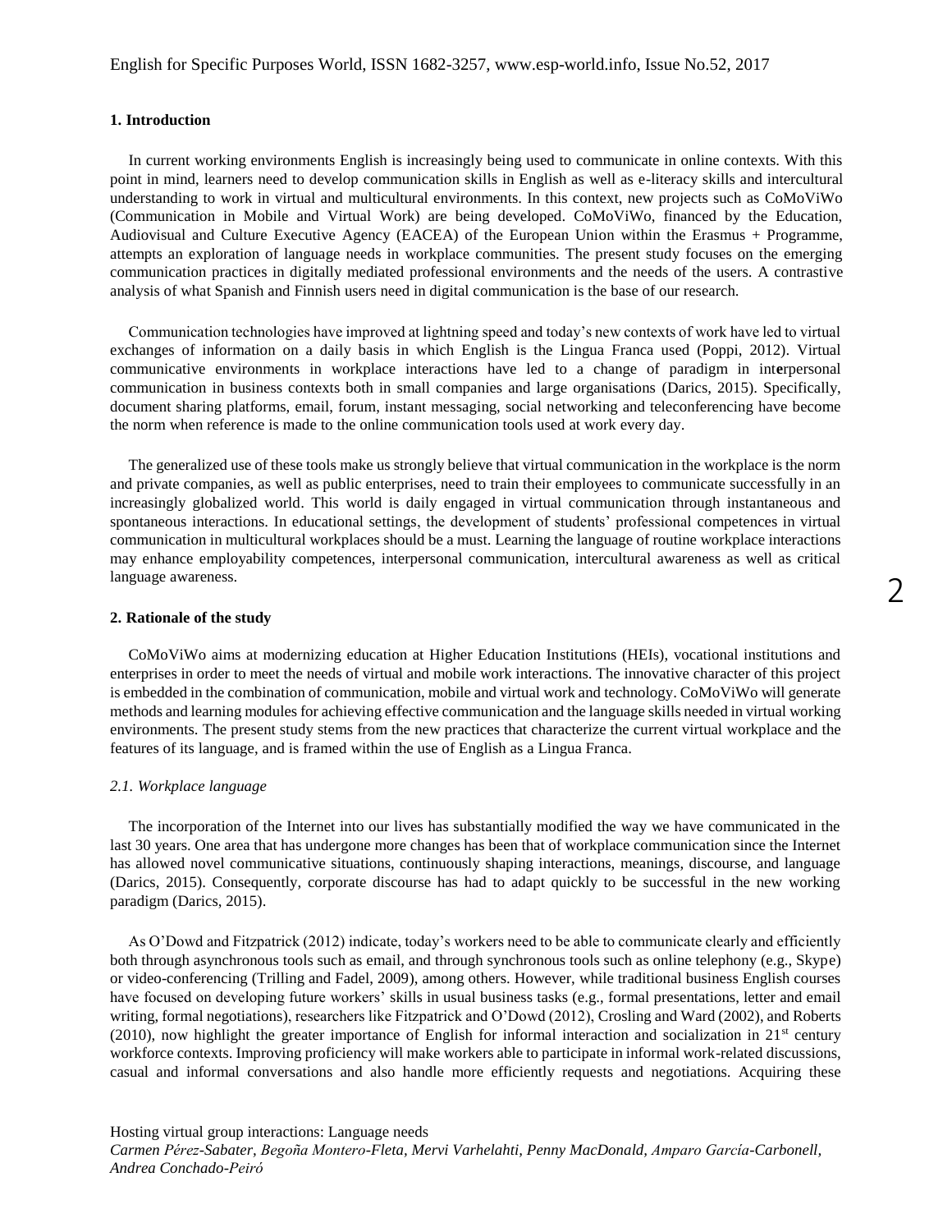## 1. Introduction

In current working environments English is increasingly being used to communicate in online contexts. With this point in mind, learners need to develop communication skills in English as well as e-literacy skills and intercultural understanding to work in virtual and multicultural environments. In this context, new projects such as CoMoViWo (Communication in Mobile and Virtual Work) are being developed. CoMoViWo, financed by the Education, Audiovisual and Culture Executive Agency (EACEA) of the European Union within the Erasmus + Programme, attempts an exploration of language needs in workplace communities. The present study focuses on the emerging communication practices in digitally mediated professional environments and the needs of the users. A contrastive analysis of what Spanish and Finnish users need in digital communication is the base of our research.

Communication technologies have improved at lightning speed and today's new contexts of work have led to virtual exchanges of information on a daily basis in which English is the Lingua Franca used (Poppi, 2012). Virtual communicative environments in workplace interactions have led to a change of paradigm in interpersonal communication in business contexts both in small companies and large organisations (Darics, 2015). Specifically, document sharing platforms, email, forum, instant messaging, social networking and teleconferencing have become the norm when reference is made to the online communication tools used at work every day.

The generalized use of these tools make us strongly believe that virtual communication in the workplace is the norm and private companies, as well as public enterprises, need to train their employees to communicate successfully in an increasingly globalized world. This world is daily engaged in virtual communication through instantaneous and spontaneous interactions. In educational settings, the development of students' professional competences in virtual communication in multicultural workplaces should be a must. Learning the language of routine workplace interactions may enhance employability competences, interpersonal communication, intercultural awareness as well as critical language awareness.

## 2. Rationale of the study

CoMoViWo aims at modernizing education at Higher Education Institutions (HEIs), vocational institutions and enterprises in order to meet the needs of virtual and mobile work interactions. The innovative character of this project is embedded in the combination of communication, mobile and virtual work and technology. CoMoViWo will generate methods and learning modules for achieving effective communication and the language skills needed in virtual working environments. The present study stems from the new practices that characterize the current virtual workplace and the features of its language, and is framed within the use of English as a Lingua Franca.

### *2.1. Workplace language*

The incorporation of the Internet into our lives has substantially modified the way we have communicated in the last 30 years. One area that has undergone more changes has been that of workplace communication since the Internet has allowed novel communicative situations, continuously shaping interactions, meanings, discourse, and language (Darics, 2015). Consequently, corporate discourse has had to adapt quickly to be successful in the new working paradigm (Darics, 2015).

As O'Dowd and Fitzpatrick (2012) indicate, today's workers need to be able to communicate clearly and efficiently both through asynchronous tools such as email, and through synchronous tools such as online telephony (e.g., Skype) or video-conferencing (Trilling and Fadel, 2009), among others. However, while traditional business English courses have focused on developing future workers' skills in usual business tasks (e.g., formal presentations, letter and email writing, formal negotiations), researchers like Fitzpatrick and O'Dowd (2012), Crosling and Ward (2002), and Roberts (2010), now highlight the greater importance of English for informal interaction and socialization in 21st century workforce contexts. Improving proficiency will make workers able to participate in informal work-related discussions, casual and informal conversations and also handle more efficiently requests and negotiations. Acquiring these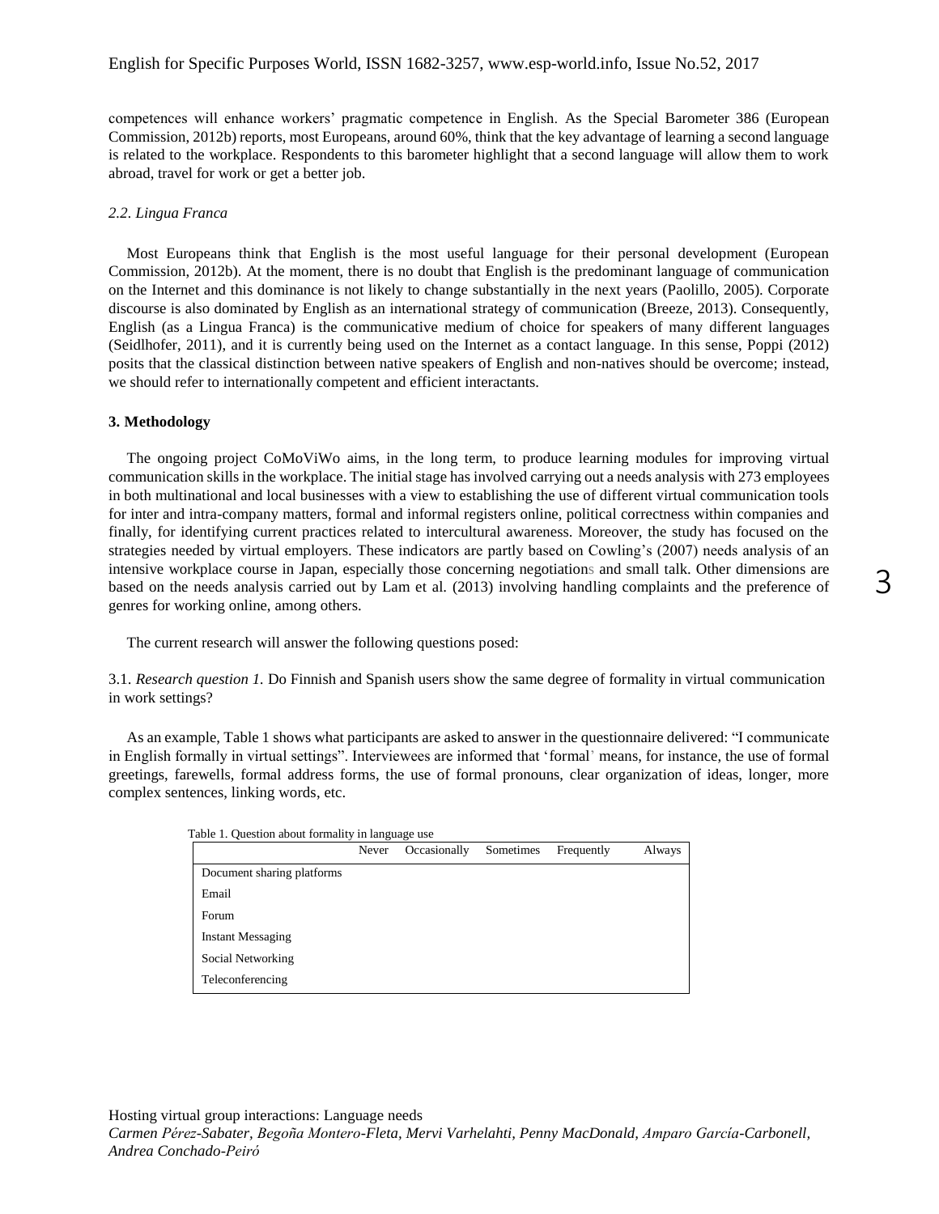competences will enhance workers' pragmatic competence in English. As the Special Barometer 386 (European Commission, 2012b) reports, most Europeans, around 60%, think that the key advantage of learning a second language is related to the workplace. Respondents to this barometer highlight that a second language will allow them to work abroad, travel for work or get a better job.

### *2.2. Lingua Franca*

Most Europeans think that English is the most useful language for their personal development (European Commission, 2012b). At the moment, there is no doubt that English is the predominant language of communication on the Internet and this dominance is not likely to change substantially in the next years (Paolillo, 2005). Corporate discourse is also dominated by English as an international strategy of communication (Breeze, 2013). Consequently, English (as a Lingua Franca) is the communicative medium of choice for speakers of many different languages (Seidlhofer, 2011), and it is currently being used on the Internet as a contact language. In this sense, Poppi (2012) posits that the classical distinction between native speakers of English and non-natives should be overcome; instead, we should refer to internationally competent and efficient interactants.

## **3. Methodology**

The ongoing project CoMoViWo aims, in the long term, to produce learning modules for improving virtual communication skills in the workplace. The initial stage has involved carrying out a needs analysis with 273 employees in both multinational and local businesses with a view to establishing the use of different virtual communication tools for inter and intra-company matters, formal and informal registers online, political correctness within companies and finally, for identifying current practices related to intercultural awareness. Moreover, the study has focused on the strategies needed by virtual employers. These indicators are partly based on Cowling's (2007) needs analysis of an intensive workplace course in Japan, especially those concerning negotiations and small talk. Other dimensions are based on the needs analysis carried out by Lam et al. (2013) involving handling complaints and the preference of genres for working online, among others.

The current research will answer the following questions posed:

3.1. *Research question 1.* Do Finnish and Spanish users show the same degree of formality in virtual communication in work settings?

As an example, Table 1 shows what participants are asked to answer in the questionnaire delivered: "I communicate in English formally in virtual settings". Interviewees are informed that 'formal' means, for instance, the use of formal greetings, farewells, formal address forms, the use of formal pronouns, clear organization of ideas, longer, more complex sentences, linking words, etc.

Table 1. Question about formality in language use

| | Never | Occasionally | Sometimes | Frequently | Always |
|---|---|---|---|---|---|
| Document sharing platforms | | | | | |
| Email | | | | | |
| Forum | | | | | |
| Instant Messaging | | | | | |
| Social Networking | | | | | |
| Teleconferencing | | | | | |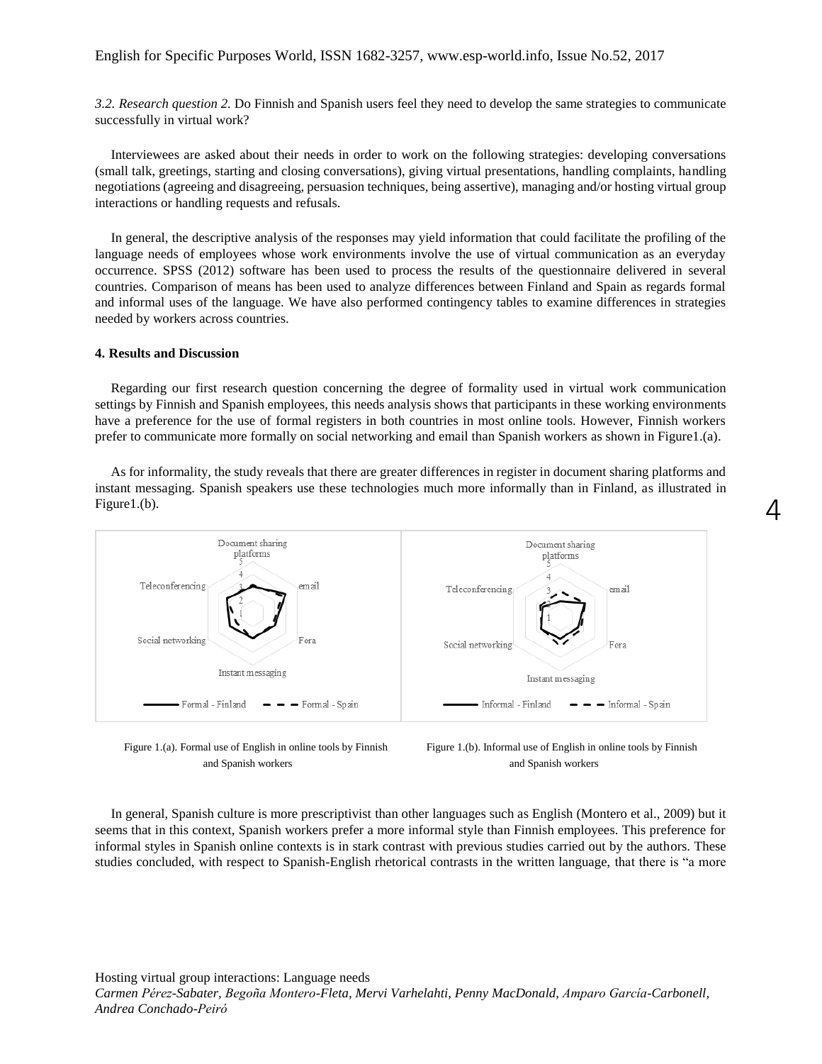*3.2. Research question 2.* Do Finnish and Spanish users feel they need to develop the same strategies to communicate successfully in virtual work?

Interviewees are asked about their needs in order to work on the following strategies: developing conversations (small talk, greetings, starting and closing conversations), giving virtual presentations, handling complaints, handling negotiations (agreeing and disagreeing, persuasion techniques, being assertive), managing and/or hosting virtual group interactions or handling requests and refusals.

In general, the descriptive analysis of the responses may yield information that could facilitate the profiling of the language needs of employees whose work environments involve the use of virtual communication as an everyday occurrence. SPSS (2012) software has been used to process the results of the questionnaire delivered in several countries. Comparison of means has been used to analyze differences between Finland and Spain as regards formal and informal uses of the language. We have also performed contingency tables to examine differences in strategies needed by workers across countries.

#### 4. Results and Discussion

Regarding our first research question concerning the degree of formality used in virtual work communication settings by Finnish and Spanish employees, this needs analysis shows that participants in these working environments have a preference for the use of formal registers in both countries in most online tools. However, Finnish workers prefer to communicate more formally on social networking and email than Spanish workers as shown in Figure1.(a).

As for informality, the study reveals that there are greater differences in register in document sharing platforms and instant messaging. Spanish speakers use these technologies much more informally than in Finland, as illustrated in Figure1.(b).

Figure 1.(a). Formal use of English in online tools by Finnish and Spanish workers

Figure 1.(b). Informal use of English in online tools by Finnish and Spanish workers

In general, Spanish culture is more prescriptivist than other languages such as English (Montero et al., 2009) but it seems that in this context, Spanish workers prefer a more informal style than Finnish employees. This preference for informal styles in Spanish online contexts is in stark contrast with previous studies carried out by the authors. These studies concluded, with respect to Spanish-English rhetorical contrasts in the written language, that there is "a more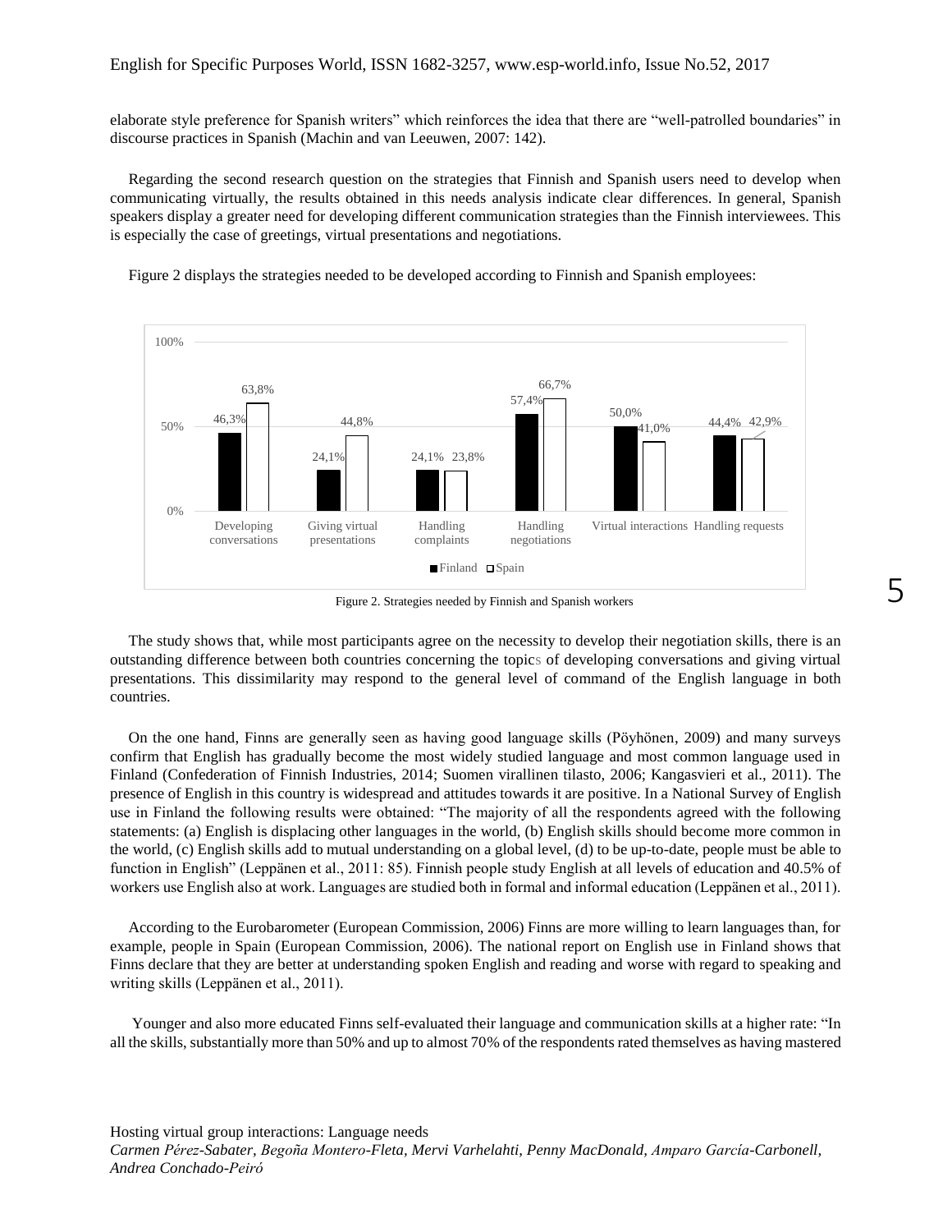elaborate style preference for Spanish writers" which reinforces the idea that there are "well-patrolled boundaries" in discourse practices in Spanish (Machin and van Leeuwen, 2007: 142).

Regarding the second research question on the strategies that Finnish and Spanish users need to develop when communicating virtually, the results obtained in this needs analysis indicate clear differences. In general, Spanish speakers display a greater need for developing different communication strategies than the Finnish interviewees. This is especially the case of greetings, virtual presentations and negotiations.

Figure 2 displays the strategies needed to be developed according to Finnish and Spanish employees:

| | Finland | Spain |
|---|---|---|
| Developing conversations | 46,3% | 63,8% |
| Giving virtual presentations | 24,1% | 44,8% |
| Handling complaints | 24,1% | 23,8% |
| Handling negotiations | 57,4% | 66,7% |
| Virtual interactions | 50,0% | 41,0% |
| Handling requests | 44,4% | 42,9% |

Figure 2. Strategies needed by Finnish and Spanish workers

The study shows that, while most participants agree on the necessity to develop their negotiation skills, there is an outstanding difference between both countries concerning the topics of developing conversations and giving virtual presentations. This dissimilarity may respond to the general level of command of the English language in both countries.

On the one hand, Finns are generally seen as having good language skills (Pöyhönen, 2009) and many surveys confirm that English has gradually become the most widely studied language and most common language used in Finland (Confederation of Finnish Industries, 2014; Suomen virallinen tilasto, 2006; Kangasvieri et al., 2011). The presence of English in this country is widespread and attitudes towards it are positive. In a National Survey of English use in Finland the following results were obtained: "The majority of all the respondents agreed with the following statements: (a) English is displacing other languages in the world, (b) English skills should become more common in the world, (c) English skills add to mutual understanding on a global level, (d) to be up-to-date, people must be able to function in English" (Leppänen et al., 2011: 85). Finnish people study English at all levels of education and 40.5% of workers use English also at work. Languages are studied both in formal and informal education (Leppänen et al., 2011).

According to the Eurobarometer (European Commission, 2006) Finns are more willing to learn languages than, for example, people in Spain (European Commission, 2006). The national report on English use in Finland shows that Finns declare that they are better at understanding spoken English and reading and worse with regard to speaking and writing skills (Leppänen et al., 2011).

Younger and also more educated Finns self-evaluated their language and communication skills at a higher rate: "In all the skills, substantially more than 50% and up to almost 70% of the respondents rated themselves as having mastered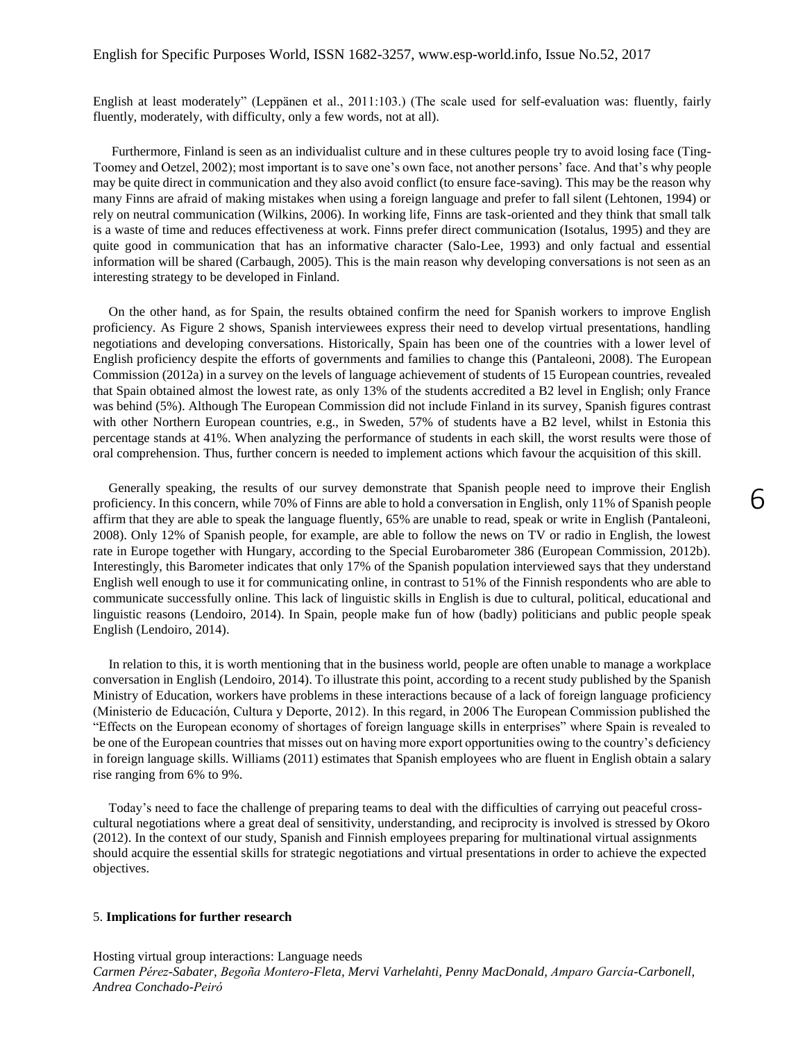English at least moderately" (Leppänen et al., 2011:103.) (The scale used for self-evaluation was: fluently, fairly fluently, moderately, with difficulty, only a few words, not at all).

Furthermore, Finland is seen as an individualist culture and in these cultures people try to avoid losing face (Ting-Toomey and Oetzel, 2002); most important is to save one's own face, not another persons' face. And that's why people may be quite direct in communication and they also avoid conflict (to ensure face-saving). This may be the reason why many Finns are afraid of making mistakes when using a foreign language and prefer to fall silent (Lehtonen, 1994) or rely on neutral communication (Wilkins, 2006). In working life, Finns are task-oriented and they think that small talk is a waste of time and reduces effectiveness at work. Finns prefer direct communication (Isotalus, 1995) and they are quite good in communication that has an informative character (Salo-Lee, 1993) and only factual and essential information will be shared (Carbaugh, 2005). This is the main reason why developing conversations is not seen as an interesting strategy to be developed in Finland.

On the other hand, as for Spain, the results obtained confirm the need for Spanish workers to improve English proficiency. As Figure 2 shows, Spanish interviewees express their need to develop virtual presentations, handling negotiations and developing conversations. Historically, Spain has been one of the countries with a lower level of English proficiency despite the efforts of governments and families to change this (Pantaleoni, 2008). The European Commission (2012a) in a survey on the levels of language achievement of students of 15 European countries, revealed that Spain obtained almost the lowest rate, as only 13% of the students accredited a B2 level in English; only France was behind (5%). Although The European Commission did not include Finland in its survey, Spanish figures contrast with other Northern European countries, e.g., in Sweden, 57% of students have a B2 level, whilst in Estonia this percentage stands at 41%. When analyzing the performance of students in each skill, the worst results were those of oral comprehension. Thus, further concern is needed to implement actions which favour the acquisition of this skill.

Generally speaking, the results of our survey demonstrate that Spanish people need to improve their English proficiency. In this concern, while 70% of Finns are able to hold a conversation in English, only 11% of Spanish people affirm that they are able to speak the language fluently, 65% are unable to read, speak or write in English (Pantaleoni, 2008). Only 12% of Spanish people, for example, are able to follow the news on TV or radio in English, the lowest rate in Europe together with Hungary, according to the Special Eurobarometer 386 (European Commission, 2012b). Interestingly, this Barometer indicates that only 17% of the Spanish population interviewed says that they understand English well enough to use it for communicating online, in contrast to 51% of the Finnish respondents who are able to communicate successfully online. This lack of linguistic skills in English is due to cultural, political, educational and linguistic reasons (Lendoiro, 2014). In Spain, people make fun of how (badly) politicians and public people speak English (Lendoiro, 2014).

In relation to this, it is worth mentioning that in the business world, people are often unable to manage a workplace conversation in English (Lendoiro, 2014). To illustrate this point, according to a recent study published by the Spanish Ministry of Education, workers have problems in these interactions because of a lack of foreign language proficiency (Ministerio de Educación, Cultura y Deporte, 2012). In this regard, in 2006 The European Commission published the "Effects on the European economy of shortages of foreign language skills in enterprises" where Spain is revealed to be one of the European countries that misses out on having more export opportunities owing to the country's deficiency in foreign language skills. Williams (2011) estimates that Spanish employees who are fluent in English obtain a salary rise ranging from 6% to 9%.

Today's need to face the challenge of preparing teams to deal with the difficulties of carrying out peaceful cross-cultural negotiations where a great deal of sensitivity, understanding, and reciprocity is involved is stressed by Okoro (2012). In the context of our study, Spanish and Finnish employees preparing for multinational virtual assignments should acquire the essential skills for strategic negotiations and virtual presentations in order to achieve the expected objectives.

## 5. Implications for further research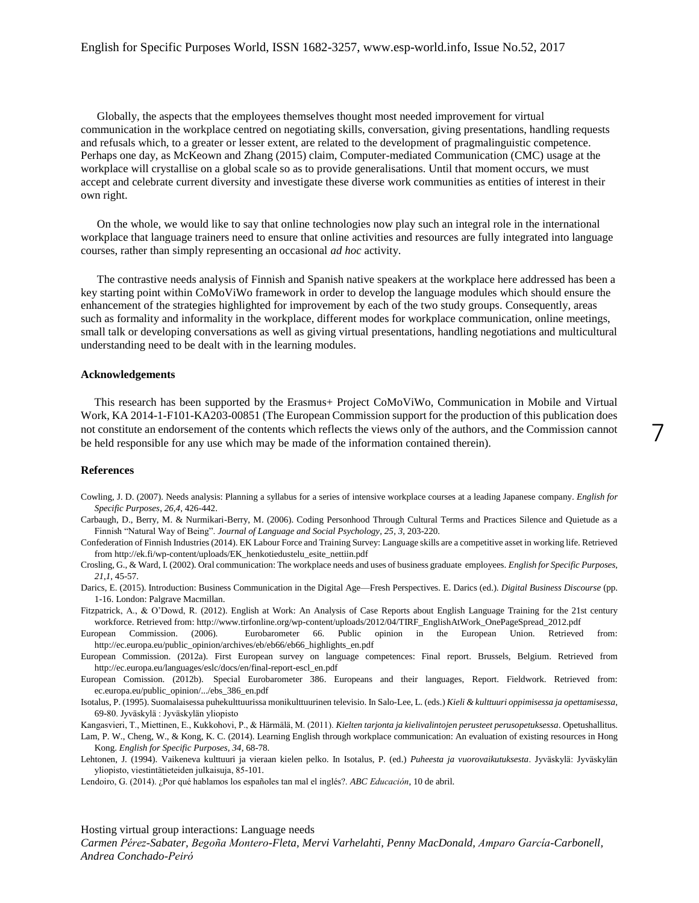Globally, the aspects that the employees themselves thought most needed improvement for virtual communication in the workplace centred on negotiating skills, conversation, giving presentations, handling requests and refusals which, to a greater or lesser extent, are related to the development of pragmalinguistic competence. Perhaps one day, as McKeown and Zhang (2015) claim, Computer-mediated Communication (CMC) usage at the workplace will crystallise on a global scale so as to provide generalisations. Until that moment occurs, we must accept and celebrate current diversity and investigate these diverse work communities as entities of interest in their own right.

On the whole, we would like to say that online technologies now play such an integral role in the international workplace that language trainers need to ensure that online activities and resources are fully integrated into language courses, rather than simply representing an occasional *ad hoc* activity.

The contrastive needs analysis of Finnish and Spanish native speakers at the workplace here addressed has been a key starting point within CoMoViWo framework in order to develop the language modules which should ensure the enhancement of the strategies highlighted for improvement by each of the two study groups. Consequently, areas such as formality and informality in the workplace, different modes for workplace communication, online meetings, small talk or developing conversations as well as giving virtual presentations, handling negotiations and multicultural understanding need to be dealt with in the learning modules.

## Acknowledgements

This research has been supported by the Erasmus+ Project CoMoViWo, Communication in Mobile and Virtual Work, KA 2014-1-F101-KA203-00851 (The European Commission support for the production of this publication does not constitute an endorsement of the contents which reflects the views only of the authors, and the Commission cannot be held responsible for any use which may be made of the information contained therein).

## References

Cowling, J. D. (2007). Needs analysis: Planning a syllabus for a series of intensive workplace courses at a leading Japanese company. *English for Specific Purposes, 26,4*, 426-442.

Carbaugh, D., Berry, M. & Nurmikari-Berry, M. (2006). Coding Personhood Through Cultural Terms and Practices Silence and Quietude as a Finnish "Natural Way of Being". *Journal of Language and Social Psychology, 25, 3*, 203-220.

Confederation of Finnish Industries (2014). EK Labour Force and Training Survey: Language skills are a competitive asset in working life. Retrieved from http://ek.fi/wp-content/uploads/EK_henkotiedustelu_esite_nettiin.pdf

Crosling, G., & Ward, I. (2002). Oral communication: The workplace needs and uses of business graduate employees. *English for Specific Purposes, 21,1*, 45-57.

Darics, E. (2015). Introduction: Business Communication in the Digital Age—Fresh Perspectives. E. Darics (ed.). *Digital Business Discourse* (pp. 1-16. London: Palgrave Macmillan.

Fitzpatrick, A., & O'Dowd, R. (2012). English at Work: An Analysis of Case Reports about English Language Training for the 21st century workforce. Retrieved from: http://www.tirfonline.org/wp-content/uploads/2012/04/TIRF_EnglishAtWork_OnePageSpread_2012.pdf

European Commission. (2006). Eurobarometer 66. Public opinion in the European Union. Retrieved from: http://ec.europa.eu/public_opinion/archives/eb/eb66/eb66_highlights_en.pdf

European Commission. (2012a). First European survey on language competences: Final report. Brussels, Belgium. Retrieved from http://ec.europa.eu/languages/eslc/docs/en/final-report-escl_en.pdf

European Comission. (2012b). Special Eurobarometer 386. Europeans and their languages, Report. Fieldwork. Retrieved from: ec.europa.eu/public_opinion/.../ebs_386_en.pdf

Isotalus, P. (1995). Suomalaisessa puhekulttuurissa monikulttuurinen televisio. In Salo-Lee, L. (eds.) *Kieli & kulttuuri oppimisessa ja opettamisessa*, 69-80. Jyväskylä : Jyväskylän yliopisto

Kangasvieri, T., Miettinen, E., Kukkohovi, P., & Härmälä, M. (2011). *Kielten tarjonta ja kielivalintojen perusteet perusopetuksessa*. Opetushallitus.

Lam, P. W., Cheng, W., & Kong, K. C. (2014). Learning English through workplace communication: An evaluation of existing resources in Hong Kong. *English for Specific Purposes, 34*, 68-78.

Lehtonen, J. (1994). Vaikeneva kulttuuri ja vieraan kielen pelko. In Isotalus, P. (ed.) *Puheesta ja vuorovaikutuksesta*. Jyväskylä: Jyväskylän yliopisto, viestintätieteiden julkaisuja, 85-101.

Lendoiro, G. (2014). ¿Por qué hablamos los españoles tan mal el inglés?. *ABC Educación*, 10 de abril.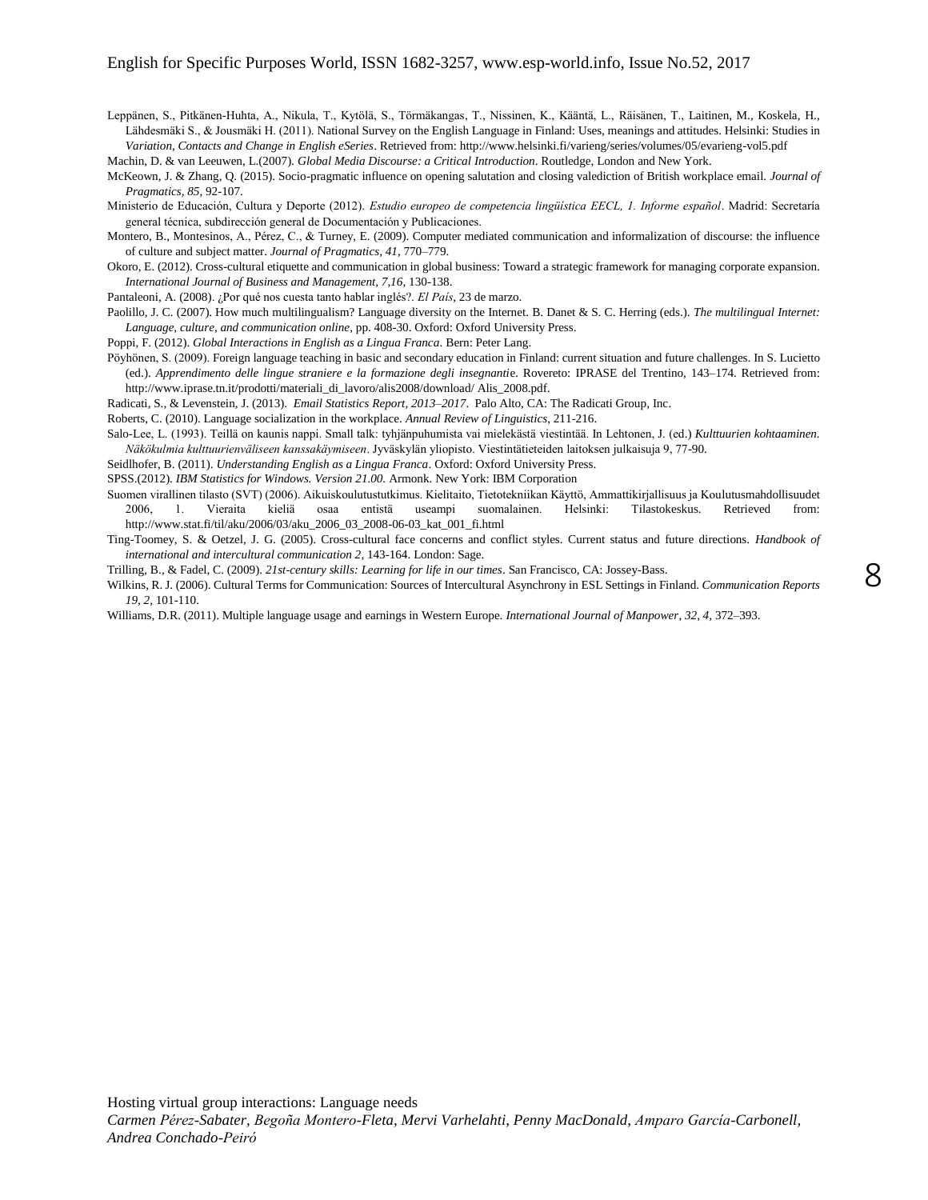Leppänen, S., Pitkänen-Huhta, A., Nikula, T., Kytölä, S., Törmäkangas, T., Nissinen, K., Kääntä, L., Räisänen, T., Laitinen, M., Koskela, H., Lähdesmäki S., & Jousmäki H. (2011). National Survey on the English Language in Finland: Uses, meanings and attitudes. Helsinki: Studies in *Variation, Contacts and Change in English eSeries*. Retrieved from: http://www.helsinki.fi/varieng/series/volumes/05/evarieng-vol5.pdf

Machin, D. & van Leeuwen, L.(2007). *Global Media Discourse: a Critical Introduction*. Routledge, London and New York.

McKeown, J. & Zhang, Q. (2015). Socio-pragmatic influence on opening salutation and closing valediction of British workplace email. *Journal of Pragmatics, 85*, 92-107.

Ministerio de Educación, Cultura y Deporte (2012). *Estudio europeo de competencia lingüística EECL, 1. Informe español*. Madrid: Secretaría general técnica, subdirección general de Documentación y Publicaciones.

Montero, B., Montesinos, A., Pérez, C., & Turney, E. (2009). Computer mediated communication and informalization of discourse: the influence of culture and subject matter. *Journal of Pragmatics, 41*, 770–779.

Okoro, E. (2012). Cross-cultural etiquette and communication in global business: Toward a strategic framework for managing corporate expansion. *International Journal of Business and Management, 7,16*, 130-138.

Pantaleoni, A. (2008). ¿Por qué nos cuesta tanto hablar inglés?. *El País*, 23 de marzo.

Paolillo, J. C. (2007). How much multilingualism? Language diversity on the Internet. B. Danet & S. C. Herring (eds.). *The multilingual Internet: Language, culture, and communication online*, pp. 408-30. Oxford: Oxford University Press.

Poppi, F. (2012). *Global Interactions in English as a Lingua Franca*. Bern: Peter Lang.

Pöyhönen, S. (2009). Foreign language teaching in basic and secondary education in Finland: current situation and future challenges. In S. Lucietto (ed.). *Apprendimento delle lingue straniere e la formazione degli insegnanti*e. Rovereto: IPRASE del Trentino, 143–174. Retrieved from: http://www.iprase.tn.it/prodotti/materiali_di_lavoro/alis2008/download/ Alis_2008.pdf.

Radicati, S., & Levenstein, J. (2013). *Email Statistics Report, 2013–2017*. Palo Alto, CA: The Radicati Group, Inc.

Roberts, C. (2010). Language socialization in the workplace. *Annual Review of Linguistics*, 211-216.

Salo-Lee, L. (1993). Teillä on kaunis nappi. Small talk: tyhjänpuhumista vai mielekästä viestintää. In Lehtonen, J. (ed.) *Kulttuurien kohtaaminen. Näkökulmia kulttuurienväliseen kanssakäymiseen*. Jyväskylän yliopisto. Viestintätieteiden laitoksen julkaisuja 9, 77-90.

Seidlhofer, B. (2011). *Understanding English as a Lingua Franca*. Oxford: Oxford University Press.

SPSS.(2012). *IBM Statistics for Windows. Version 21.00.* Armonk. New York: IBM Corporation

Suomen virallinen tilasto (SVT) (2006). Aikuiskoulutustutkimus. Kielitaito, Tietotekniikan Käyttö, Ammattikirjallisuus ja Koulutusmahdollisuudet 2006, 1. Vieraita kieliä osaa entistä useampi suomalainen. Helsinki: Tilastokeskus. Retrieved from: http://www.stat.fi/til/aku/2006/03/aku_2006_03_2008-06-03_kat_001_fi.html

Ting-Toomey, S. & Oetzel, J. G. (2005). Cross-cultural face concerns and conflict styles. Current status and future directions. *Handbook of international and intercultural communication 2*, 143-164. London: Sage.

Trilling, B., & Fadel, C. (2009). *21st-century skills: Learning for life in our times*. San Francisco, CA: Jossey-Bass.

Wilkins, R. J. (2006). Cultural Terms for Communication: Sources of Intercultural Asynchrony in ESL Settings in Finland. *Communication Reports 19, 2*, 101-110.

Williams, D.R. (2011). Multiple language usage and earnings in Western Europe. *International Journal of Manpower*, *32, 4*, 372–393.